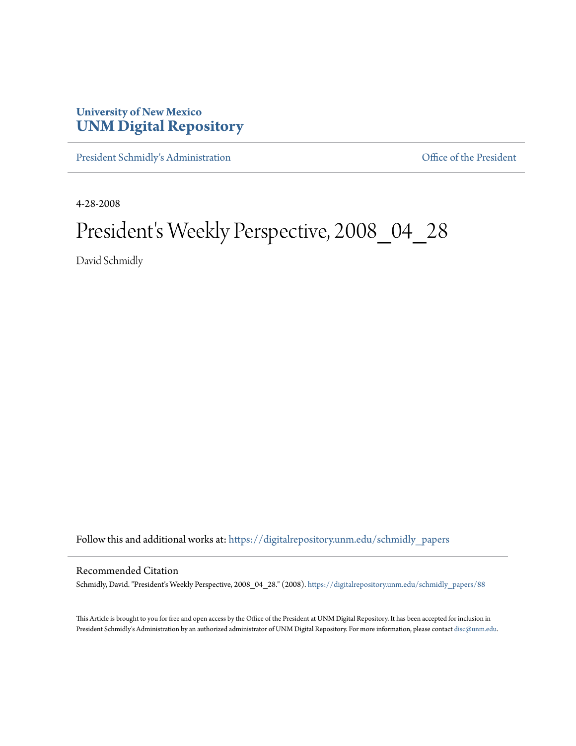**University of New Mexico**
**UNM Digital Repository**

President Schmidly's Administration | Office of the President

4-28-2008

# President's Weekly Perspective, 2008_04_28

David Schmidly

Follow this and additional works at: https://digitalrepository.unm.edu/schmidly_papers

## Recommended Citation

Schmidly, David. "President's Weekly Perspective, 2008_04_28." (2008). https://digitalrepository.unm.edu/schmidly_papers/88

This Article is brought to you for free and open access by the Office of the President at UNM Digital Repository. It has been accepted for inclusion in President Schmidly's Administration by an authorized administrator of UNM Digital Repository. For more information, please contact disc@unm.edu.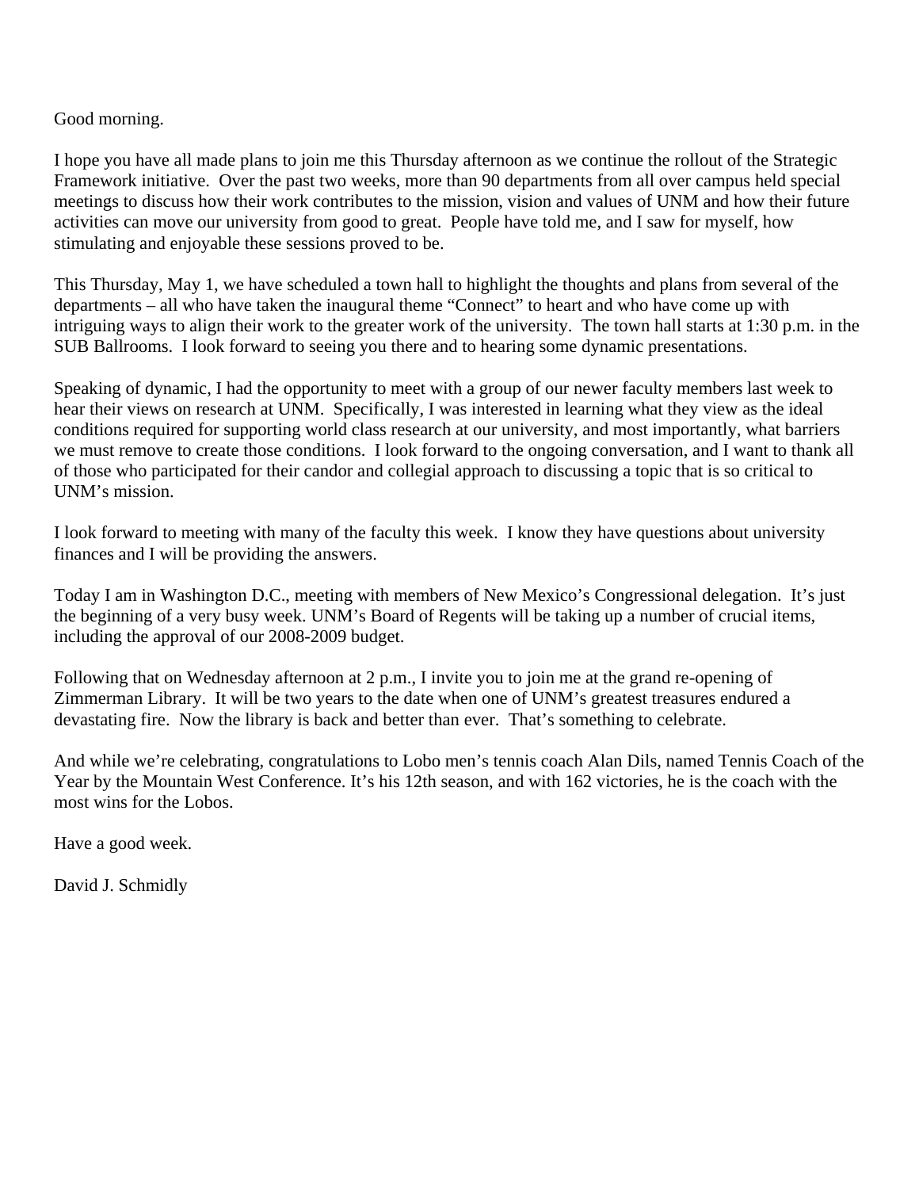Good morning.

I hope you have all made plans to join me this Thursday afternoon as we continue the rollout of the Strategic Framework initiative. Over the past two weeks, more than 90 departments from all over campus held special meetings to discuss how their work contributes to the mission, vision and values of UNM and how their future activities can move our university from good to great. People have told me, and I saw for myself, how stimulating and enjoyable these sessions proved to be.

This Thursday, May 1, we have scheduled a town hall to highlight the thoughts and plans from several of the departments – all who have taken the inaugural theme "Connect" to heart and who have come up with intriguing ways to align their work to the greater work of the university. The town hall starts at 1:30 p.m. in the SUB Ballrooms. I look forward to seeing you there and to hearing some dynamic presentations.

Speaking of dynamic, I had the opportunity to meet with a group of our newer faculty members last week to hear their views on research at UNM. Specifically, I was interested in learning what they view as the ideal conditions required for supporting world class research at our university, and most importantly, what barriers we must remove to create those conditions. I look forward to the ongoing conversation, and I want to thank all of those who participated for their candor and collegial approach to discussing a topic that is so critical to UNM's mission.

I look forward to meeting with many of the faculty this week. I know they have questions about university finances and I will be providing the answers.

Today I am in Washington D.C., meeting with members of New Mexico's Congressional delegation. It's just the beginning of a very busy week. UNM's Board of Regents will be taking up a number of crucial items, including the approval of our 2008-2009 budget.

Following that on Wednesday afternoon at 2 p.m., I invite you to join me at the grand re-opening of Zimmerman Library. It will be two years to the date when one of UNM's greatest treasures endured a devastating fire. Now the library is back and better than ever. That's something to celebrate.

And while we're celebrating, congratulations to Lobo men's tennis coach Alan Dils, named Tennis Coach of the Year by the Mountain West Conference. It's his 12th season, and with 162 victories, he is the coach with the most wins for the Lobos.

Have a good week.

David J. Schmidly